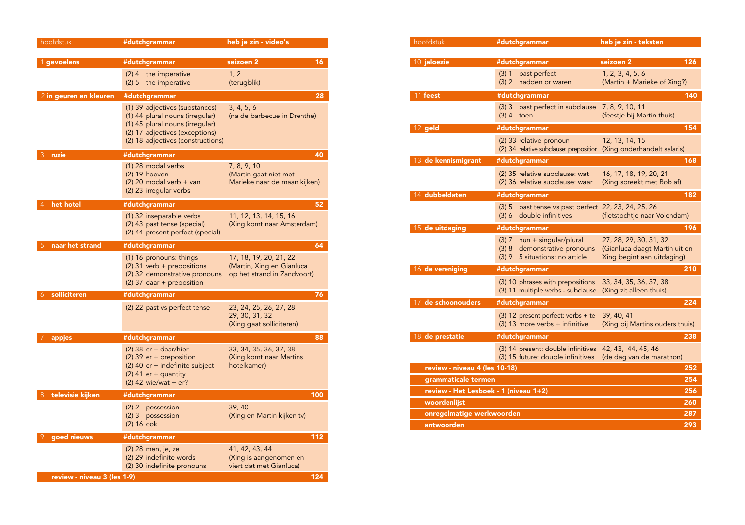| hoofdstuk | #dutchgrammar | heb je zin - video's | |
|---|---|---|---|
| 1 gevoelens | #dutchgrammar | seizoen 2 | 16 |
| | (2) 4 the imperative<br>(2) 5 the imperative | 1, 2<br>(terugblik) | |
| 2 in geuren en kleuren | #dutchgrammar | | 28 |
| | (1) 39 adjectives (substances)<br>(1) 44 plural nouns (irregular)<br>(1) 45 plural nouns (irregular)<br>(2) 17 adjectives (exceptions)<br>(2) 18 adjectives (constructions) | 3, 4, 5, 6<br>(na de barbecue in Drenthe) | |
| 3 ruzie | #dutchgrammar | | 40 |
| | (1) 28 modal verbs<br>(2) 19 hoeven<br>(2) 20 modal verb + van<br>(2) 23 irregular verbs | 7, 8, 9, 10<br>(Martin gaat niet met Marieke naar de maan kijken) | |
| 4 het hotel | #dutchgrammar | | 52 |
| | (1) 32 inseparable verbs<br>(2) 43 past tense (special)<br>(2) 44 present perfect (special) | 11, 12, 13, 14, 15, 16<br>(Xing komt naar Amsterdam) | |
| 5 naar het strand | #dutchgrammar | | 64 |
| | (1) 16 pronouns: things<br>(2) 31 verb + prepositions<br>(2) 32 demonstrative pronouns<br>(2) 37 daar + preposition | 17, 18, 19, 20, 21, 22<br>(Martin, Xing en Gianluca op het strand in Zandvoort) | |
| 6 solliciteren | #dutchgrammar | | 76 |
| | (2) 22 past vs perfect tense | 23, 24, 25, 26, 27, 28<br>29, 30, 31, 32<br>(Xing gaat solliciteren) | |
| 7 appjes | #dutchgrammar | | 88 |
| | (2) 38 er = daar/hier<br>(2) 39 er + preposition<br>(2) 40 er + indefinite subject<br>(2) 41 er + quantity<br>(2) 42 wie/wat + er? | 33, 34, 35, 36, 37, 38<br>(Xing komt naar Martins hotelkamer) | |
| 8 televisie kijken | #dutchgrammar | | 100 |
| | (2) 2 possession<br>(2) 3 possession<br>(2) 16 ook | 39, 40<br>(Xing en Martin kijken tv) | |
| 9 goed nieuws | #dutchgrammar | | 112 |
| | (2) 28 men, je, ze<br>(2) 29 indefinite words<br>(2) 30 indefinite pronouns | 41, 42, 43, 44<br>(Xing is aangenomen en viert dat met Gianluca) | |
| review - niveau 3 (les 1-9) | | | 124 |

| hoofdstuk | #dutchgrammar | heb je zin - teksten | |
|---|---|---|---|
| 10 jaloezie | #dutchgrammar | seizoen 2 | 126 |
| | (3) 1 past perfect<br>(3) 2 hadden or waren | 1, 2, 3, 4, 5, 6<br>(Martin + Marieke of Xing?) | |
| 11 feest | #dutchgrammar | | 140 |
| | (3) 3 past perfect in subclause<br>(3) 4 toen | 7, 8, 9, 10, 11<br>(feestje bij Martin thuis) | |
| 12 geld | #dutchgrammar | | 154 |
| | (2) 33 relative pronoun<br>(2) 34 relative subclause: preposition | 12, 13, 14, 15<br>(Xing onderhandelt salaris) | |
| 13 de kennismigrant | #dutchgrammar | | 168 |
| | (2) 35 relative subclause: wat<br>(2) 36 relative subclause: waar | 16, 17, 18, 19, 20, 21<br>(Xing spreekt met Bob af) | |
| 14 dubbeldaten | #dutchgrammar | | 182 |
| | (3) 5 past tense vs past perfect<br>(3) 6 double infinitives | 22, 23, 24, 25, 26<br>(fietstochtje naar Volendam) | |
| 15 de uitdaging | #dutchgrammar | | 196 |
| | (3) 7 hun + singular/plural<br>(3) 8 demonstrative pronouns<br>(3) 9 5 situations: no article | 27, 28, 29, 30, 31, 32<br>(Gianluca daagt Martin uit en Xing begint aan uitdaging) | |
| 16 de vereniging | #dutchgrammar | | 210 |
| | (3) 10 phrases with prepositions<br>(3) 11 multiple verbs - subclause | 33, 34, 35, 36, 37, 38<br>(Xing zit alleen thuis) | |
| 17 de schoonouders | #dutchgrammar | | 224 |
| | (3) 12 present perfect: verbs + te<br>(3) 13 more verbs + infinitive | 39, 40, 41<br>(Xing bij Martins ouders thuis) | |
| 18 de prestatie | #dutchgrammar | | 238 |
| | (3) 14 present: double infinitives<br>(3) 15 future: double infinitives | 42, 43, 44, 45, 46<br>(de dag van de marathon) | |
| review - niveau 4 (les 10-18) | | | 252 |
| grammaticale termen | | | 254 |
| review - Het Lesboek - 1 (niveau 1+2) | | | 256 |
| woordenlijst | | | 260 |
| onregelmatige werkwoorden | | | 287 |
| antwoorden | | | 293 |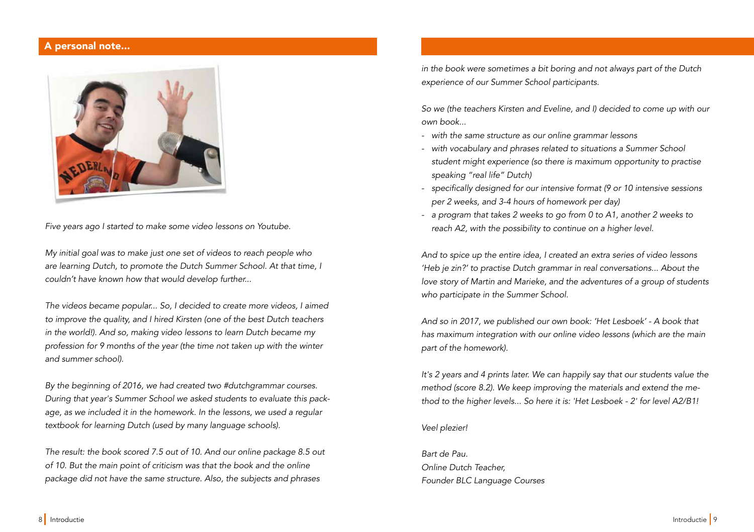## A personal note...

*Five years ago I started to make some video lessons on Youtube.*

*My initial goal was to make just one set of videos to reach people who are learning Dutch, to promote the Dutch Summer School. At that time, I couldn't have known how that would develop further...*

*The videos became popular... So, I decided to create more videos, I aimed to improve the quality, and I hired Kirsten (one of the best Dutch teachers in the world!). And so, making video lessons to learn Dutch became my profession for 9 months of the year (the time not taken up with the winter and summer school).*

*By the beginning of 2016, we had created two #dutchgrammar courses. During that year's Summer School we asked students to evaluate this package, as we included it in the homework. In the lessons, we used a regular textbook for learning Dutch (used by many language schools).*

*The result: the book scored 7.5 out of 10. And our online package 8.5 out of 10. But the main point of criticism was that the book and the online package did not have the same structure. Also, the subjects and phrases in the book were sometimes a bit boring and not always part of the Dutch experience of our Summer School participants.*

*So we (the teachers Kirsten and Eveline, and I) decided to come up with our own book...*

- *with the same structure as our online grammar lessons*
- *with vocabulary and phrases related to situations a Summer School student might experience (so there is maximum opportunity to practise speaking "real life" Dutch)*
- *specifically designed for our intensive format (9 or 10 intensive sessions per 2 weeks, and 3-4 hours of homework per day)*
- *a program that takes 2 weeks to go from 0 to A1, another 2 weeks to reach A2, with the possibility to continue on a higher level.*

*And to spice up the entire idea, I created an extra series of video lessons 'Heb je zin?' to practise Dutch grammar in real conversations... About the love story of Martin and Marieke, and the adventures of a group of students who participate in the Summer School.*

*And so in 2017, we published our own book: 'Het Lesboek' - A book that has maximum integration with our online video lessons (which are the main part of the homework).*

*It's 2 years and 4 prints later. We can happily say that our students value the method (score 8.2). We keep improving the materials and extend the method to the higher levels... So here it is: 'Het Lesboek - 2' for level A2/B1!*

*Veel plezier!*

*Bart de Pau.*
*Online Dutch Teacher,*
*Founder BLC Language Courses*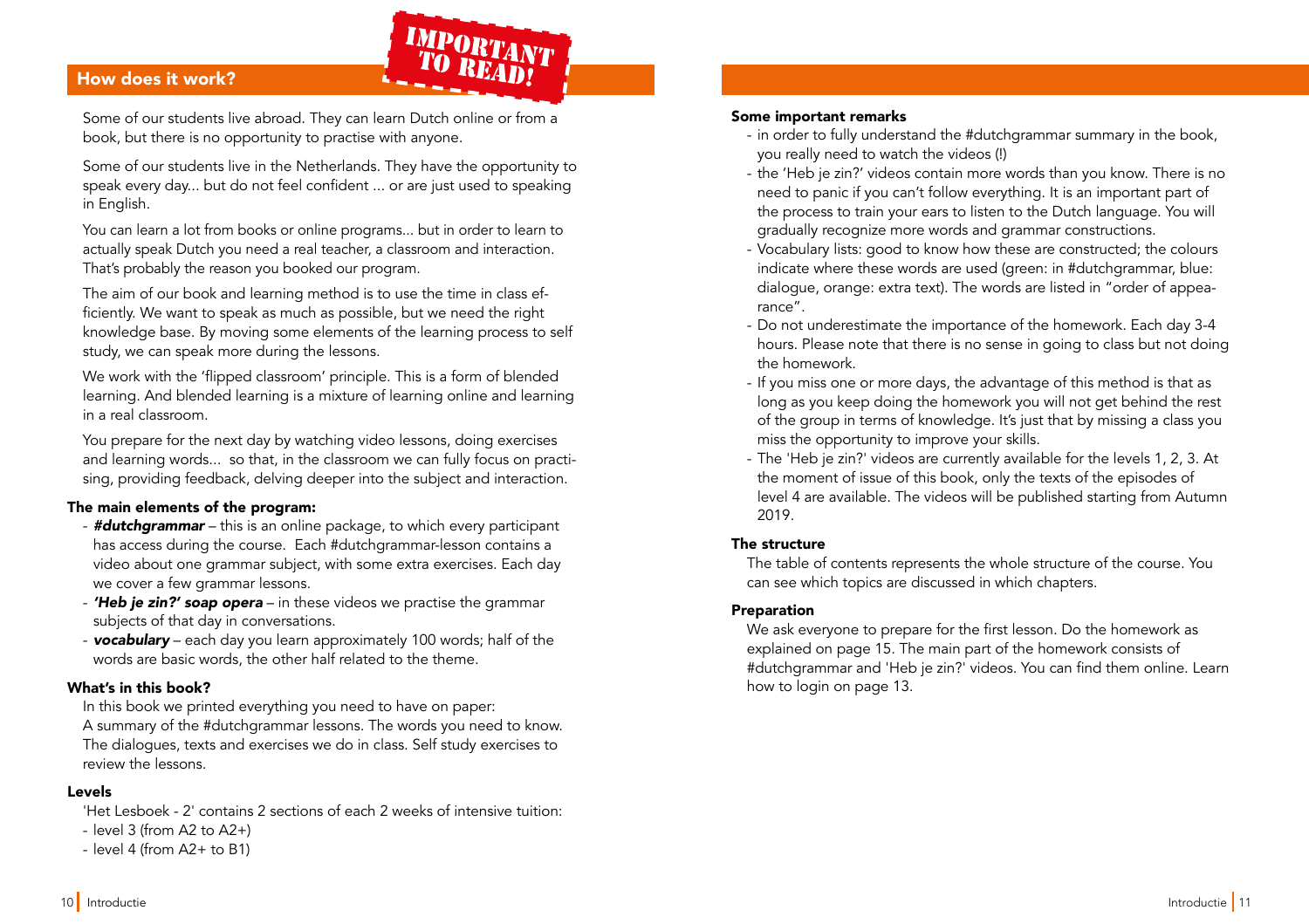## How does it work?

**IMPORTANT TO READ!**

Some of our students live abroad. They can learn Dutch online or from a book, but there is no opportunity to practise with anyone.

Some of our students live in the Netherlands. They have the opportunity to speak every day... but do not feel confident ... or are just used to speaking in English.

You can learn a lot from books or online programs... but in order to learn to actually speak Dutch you need a real teacher, a classroom and interaction. That's probably the reason you booked our program.

The aim of our book and learning method is to use the time in class efficiently. We want to speak as much as possible, but we need the right knowledge base. By moving some elements of the learning process to self study, we can speak more during the lessons.

We work with the 'flipped classroom' principle. This is a form of blended learning. And blended learning is a mixture of learning online and learning in a real classroom.

You prepare for the next day by watching video lessons, doing exercises and learning words... so that, in the classroom we can fully focus on practising, providing feedback, delving deeper into the subject and interaction.

### The main elements of the program:

- ***#dutchgrammar*** – this is an online package, to which every participant has access during the course. Each #dutchgrammar-lesson contains a video about one grammar subject, with some extra exercises. Each day we cover a few grammar lessons.
- ***'Heb je zin?' soap opera*** – in these videos we practise the grammar subjects of that day in conversations.
- ***vocabulary*** – each day you learn approximately 100 words; half of the words are basic words, the other half related to the theme.

### What's in this book?

In this book we printed everything you need to have on paper:
A summary of the #dutchgrammar lessons. The words you need to know. The dialogues, texts and exercises we do in class. Self study exercises to review the lessons.

### Levels

'Het Lesboek - 2' contains 2 sections of each 2 weeks of intensive tuition:
- level 3 (from A2 to A2+)
- level 4 (from A2+ to B1)

### Some important remarks

- in order to fully understand the #dutchgrammar summary in the book, you really need to watch the videos (!)
- the 'Heb je zin?' videos contain more words than you know. There is no need to panic if you can't follow everything. It is an important part of the process to train your ears to listen to the Dutch language. You will gradually recognize more words and grammar constructions.
- Vocabulary lists: good to know how these are constructed; the colours indicate where these words are used (green: in #dutchgrammar, blue: dialogue, orange: extra text). The words are listed in "order of appearance".
- Do not underestimate the importance of the homework. Each day 3-4 hours. Please note that there is no sense in going to class but not doing the homework.
- If you miss one or more days, the advantage of this method is that as long as you keep doing the homework you will not get behind the rest of the group in terms of knowledge. It's just that by missing a class you miss the opportunity to improve your skills.
- The 'Heb je zin?' videos are currently available for the levels 1, 2, 3. At the moment of issue of this book, only the texts of the episodes of level 4 are available. The videos will be published starting from Autumn 2019.

### The structure

The table of contents represents the whole structure of the course. You can see which topics are discussed in which chapters.

### Preparation

We ask everyone to prepare for the first lesson. Do the homework as explained on page 15. The main part of the homework consists of #dutchgrammar and 'Heb je zin?' videos. You can find them online. Learn how to login on page 13.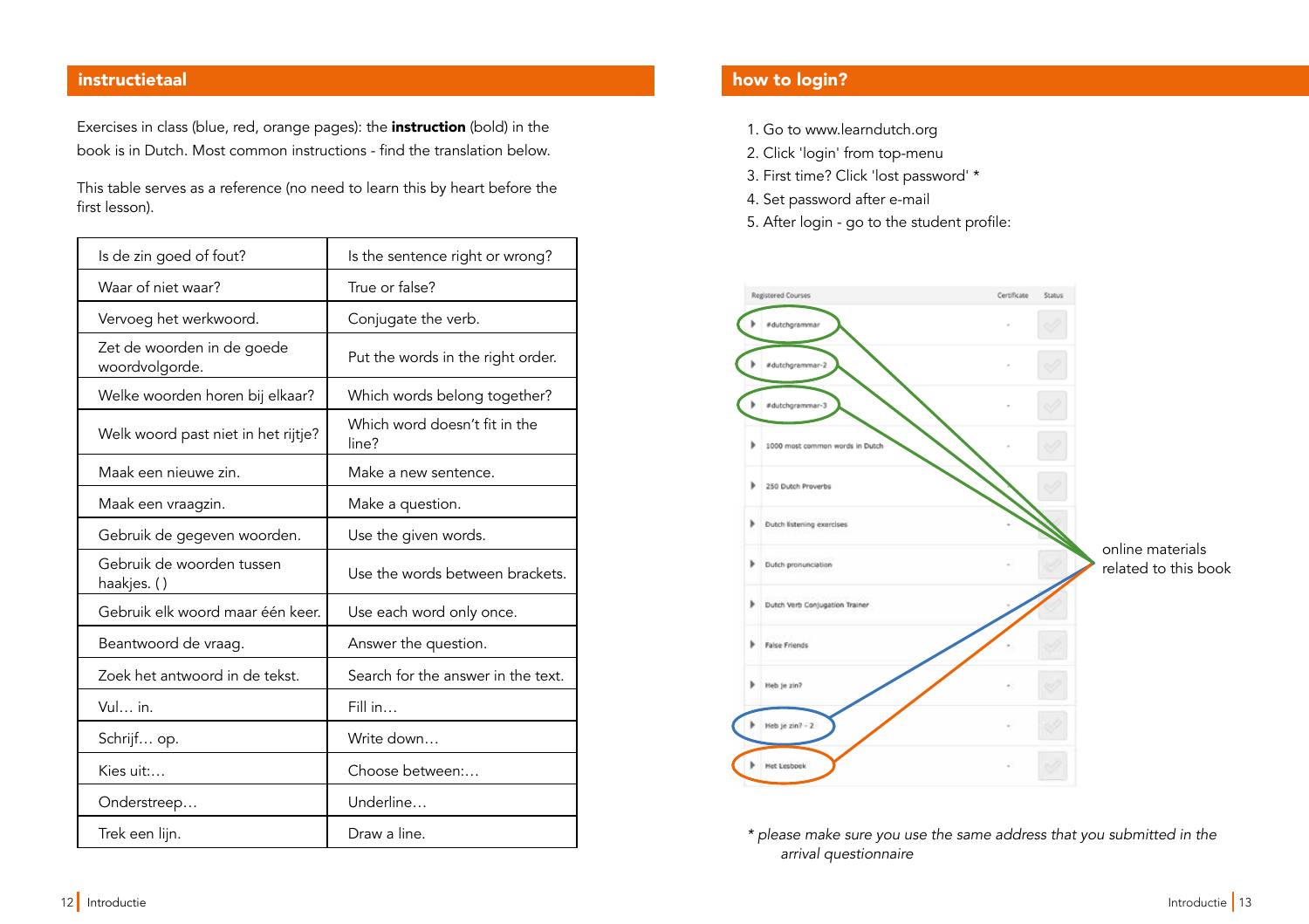## instructietaal

Exercises in class (blue, red, orange pages): the **instruction** (bold) in the book is in Dutch. Most common instructions - find the translation below.

This table serves as a reference (no need to learn this by heart before the first lesson).

| Dutch | English |
|---|---|
| Is de zin goed of fout? | Is the sentence right or wrong? |
| Waar of niet waar? | True or false? |
| Vervoeg het werkwoord. | Conjugate the verb. |
| Zet de woorden in de goede woordvolgorde. | Put the words in the right order. |
| Welke woorden horen bij elkaar? | Which words belong together? |
| Welk woord past niet in het rijtje? | Which word doesn't fit in the line? |
| Maak een nieuwe zin. | Make a new sentence. |
| Maak een vraagzin. | Make a question. |
| Gebruik de gegeven woorden. | Use the given words. |
| Gebruik de woorden tussen haakjes. ( ) | Use the words between brackets. |
| Gebruik elk woord maar één keer. | Use each word only once. |
| Beantwoord de vraag. | Answer the question. |
| Zoek het antwoord in de tekst. | Search for the answer in the text. |
| Vul… in. | Fill in… |
| Schrijf… op. | Write down… |
| Kies uit:… | Choose between:… |
| Onderstreep… | Underline… |
| Trek een lijn. | Draw a line. |

## how to login?

1. Go to www.learndutch.org
2. Click 'login' from top-menu
3. First time? Click 'lost password' *
4. Set password after e-mail
5. After login - go to the student profile:

| Registered Courses | Certificate | Status |
|---|---|---|
| #dutchgrammar | - | |
| #dutchgrammar-2 | - | |
| #dutchgrammar-3 | - | |
| 1000 most common words in Dutch | - | |
| 250 Dutch Proverbs | - | |
| Dutch listening exercises | - | |
| Dutch pronunciation | - | |
| Dutch Verb Conjugation Trainer | - | |
| False Friends | - | |
| Heb je zin? | - | |
| Heb je zin? - 2 | - | |
| Het Lesboek | - | |

online materials related to this book

*\* please make sure you use the same address that you submitted in the arrival questionnaire*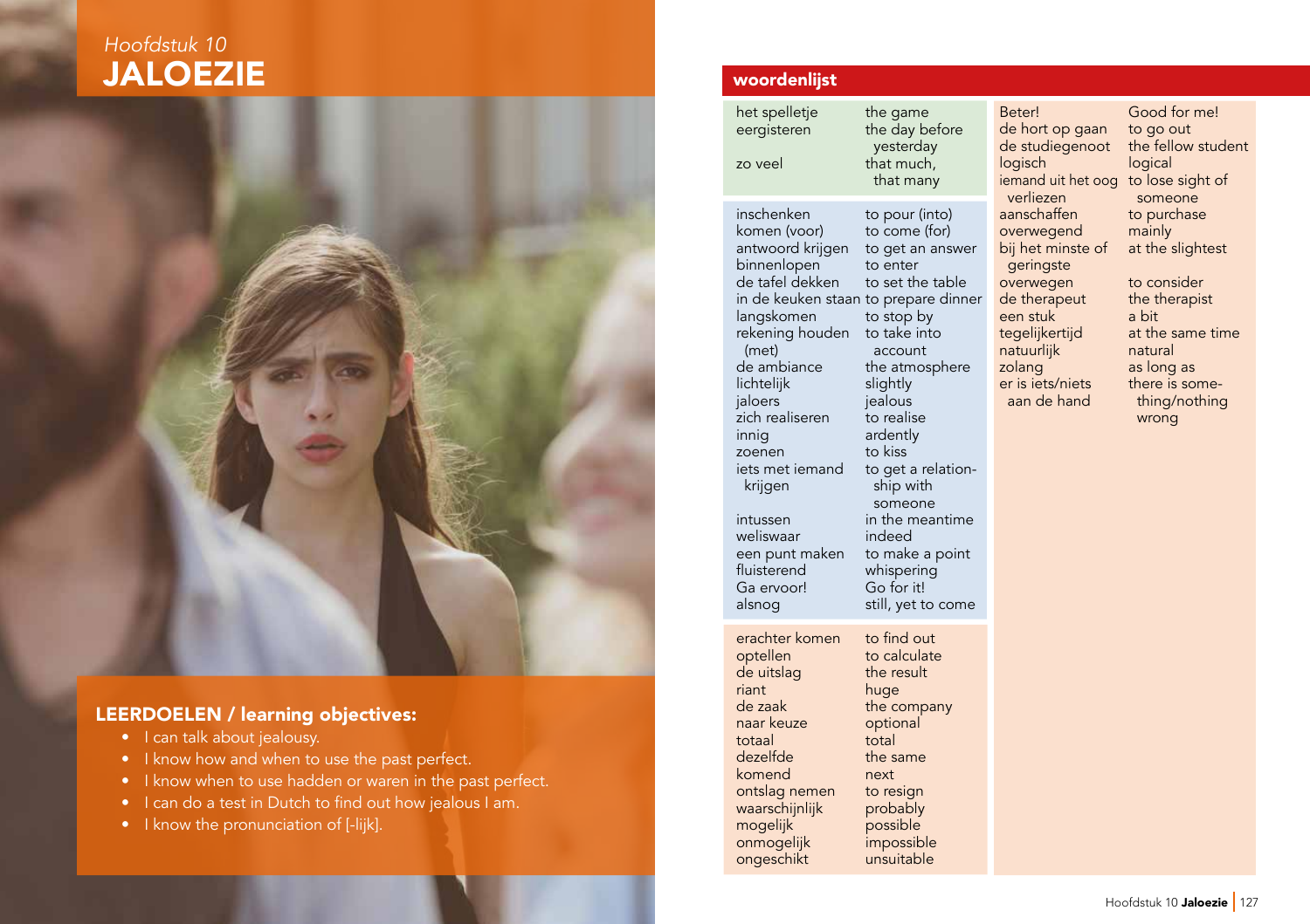*Hoofdstuk 10*

# JALOEZIE

## LEERDOELEN / learning objectives:

- I can talk about jealousy.
- I know how and when to use the past perfect.
- I know when to use hadden or waren in the past perfect.
- I can do a test in Dutch to find out how jealous I am.
- I know the pronunciation of [-lijk].

## woordenlijst

| | |
|---|---|
| het spelletje | the game |
| eergisteren | the day before yesterday |
| zo veel | that much, that many |

| | |
|---|---|
| inschenken | to pour (into) |
| komen (voor) | to come (for) |
| antwoord krijgen | to get an answer |
| binnenlopen | to enter |
| de tafel dekken | to set the table |
| in de keuken staan | to prepare dinner |
| langskomen | to stop by |
| rekening houden (met) | to take into account |
| de ambiance | the atmosphere |
| lichtelijk | slightly |
| jaloers | jealous |
| zich realiseren | to realise |
| innig | ardently |
| zoenen | to kiss |
| iets met iemand krijgen | to get a relationship with someone |
| intussen | in the meantime |
| weliswaar | indeed |
| een punt maken | to make a point |
| fluisterend | whispering |
| Ga ervoor! | Go for it! |
| alsnog | still, yet to come |

| | |
|---|---|
| erachter komen | to find out |
| optellen | to calculate |
| de uitslag | the result |
| riant | huge |
| de zaak | the company |
| naar keuze | optional |
| totaal | total |
| dezelfde | the same |
| komend | next |
| ontslag nemen | to resign |
| waarschijnlijk | probably |
| mogelijk | possible |
| onmogelijk | impossible |
| ongeschikt | unsuitable |

| | |
|---|---|
| Beter! | Good for me! |
| de hort op gaan | to go out |
| de studiegenoot | the fellow student |
| logisch | logical |
| iemand uit het oog verliezen | to lose sight of someone |
| aanschaffen | to purchase |
| overwegend | mainly |
| bij het minste of geringste | at the slightest |
| overwegen | to consider |
| de therapeut | the therapist |
| een stuk | a bit |
| tegelijkertijd | at the same time |
| natuurlijk | natural |
| zolang | as long as |
| er is iets/niets aan de hand | there is something/nothing wrong |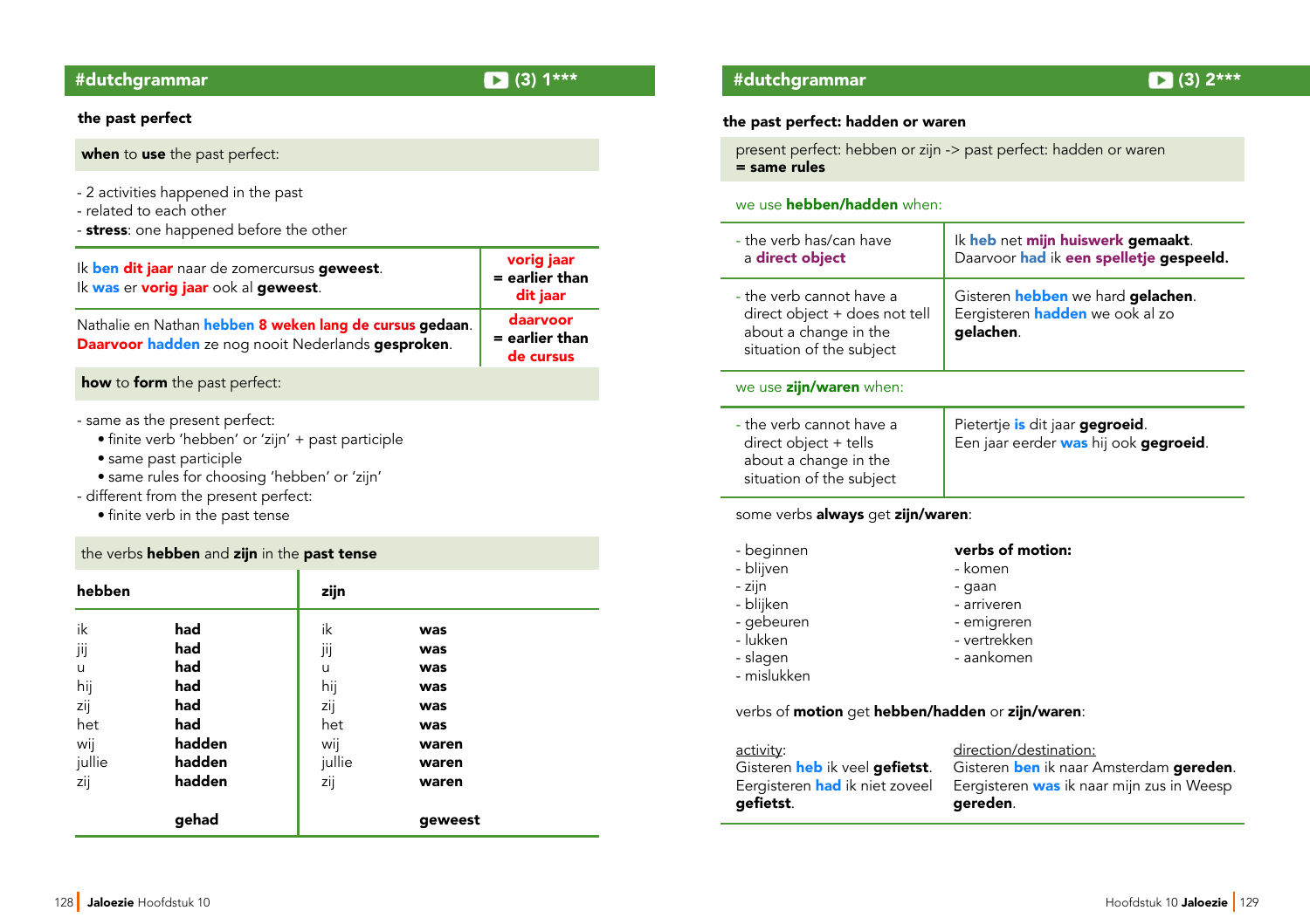## #dutchgrammar (3) 1***

**the past perfect**

**when** to **use** the past perfect:

- 2 activities happened in the past
- related to each other
- **stress**: one happened before the other

| | |
|---|---|
| Ik **ben dit jaar** naar de zomercursus **geweest**. Ik **was** er **vorig jaar** ook al **geweest**. | **vorig jaar = earlier than dit jaar** |
| Nathalie en Nathan **hebben 8 weken lang de cursus gedaan**. **Daarvoor hadden** ze nog nooit Nederlands **gesproken**. | **daarvoor = earlier than de cursus** |

**how** to **form** the past perfect:

- same as the present perfect:
  - finite verb 'hebben' or 'zijn' + past participle
  - same past participle
  - same rules for choosing 'hebben' or 'zijn'
- different from the present perfect:
  - finite verb in the past tense

the verbs **hebben** and **zijn** in the **past tense**

| **hebben** | | **zijn** | |
|---|---|---|---|
| ik | **had** | ik | **was** |
| jij | **had** | jij | **was** |
| u | **had** | u | **was** |
| hij | **had** | hij | **was** |
| zij | **had** | zij | **was** |
| het | **had** | het | **was** |
| wij | **hadden** | wij | **waren** |
| jullie | **hadden** | jullie | **waren** |
| zij | **hadden** | zij | **waren** |
| | **gehad** | | **geweest** |

## #dutchgrammar (3) 2***

**the past perfect: hadden or waren**

present perfect: hebben or zijn -> past perfect: hadden or waren
**= same rules**

we use **hebben/hadden** when:

| | |
|---|---|
| - the verb has/can have a **direct object** | Ik **heb** net **mijn huiswerk gemaakt**. Daarvoor **had** ik **een spelletje gespeeld.** |
| - the verb cannot have a direct object + does not tell about a change in the situation of the subject | Gisteren **hebben** we hard **gelachen**. Eergisteren **hadden** we ook al zo **gelachen**. |

we use **zijn/waren** when:

| | |
|---|---|
| - the verb cannot have a direct object + tells about a change in the situation of the subject | Pietertje **is** dit jaar **gegroeid**. Een jaar eerder **was** hij ook **gegroeid**. |

some verbs **always** get **zijn/waren**:

- beginnen
- blijven
- zijn
- blijken
- gebeuren
- lukken
- slagen
- mislukken

**verbs of motion:**

- komen
- gaan
- arriveren
- emigreren
- vertrekken
- aankomen

verbs of **motion** get **hebben/hadden** or **zijn/waren**:

activity:
Gisteren **heb** ik veel **gefietst**. Eergisteren **had** ik niet zoveel **gefietst**.

direction/destination:
Gisteren **ben** ik naar Amsterdam **gereden**. Eergisteren **was** ik naar mijn zus in Weesp **gereden**.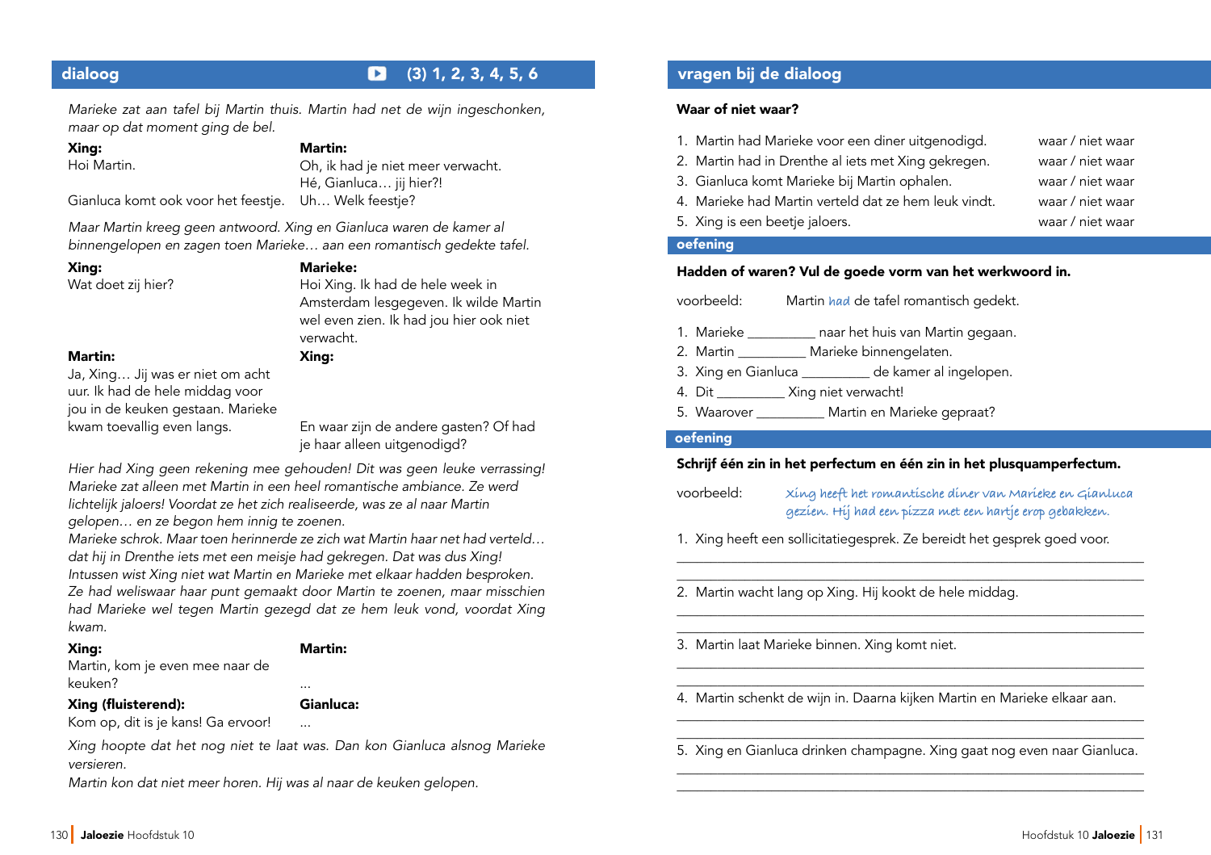## dialoog

(3) 1, 2, 3, 4, 5, 6

*Marieke zat aan tafel bij Martin thuis. Martin had net de wijn ingeschonken, maar op dat moment ging de bel.*

**Xing:**
Hoi Martin.

**Martin:**
Oh, ik had je niet meer verwacht.
Hé, Gianluca… jij hier?!

**Xing:**
Gianluca komt ook voor het feestje.

**Martin:**
Uh… Welk feestje?

*Maar Martin kreeg geen antwoord. Xing en Gianluca waren de kamer al binnengelopen en zagen toen Marieke… aan een romantisch gedekte tafel.*

**Xing:**
Wat doet zij hier?

**Marieke:**
Hoi Xing. Ik had de hele week in Amsterdam lesgegeven. Ik wilde Martin wel even zien. Ik had jou hier ook niet verwacht.

**Martin:**
Ja, Xing… Jij was er niet om acht uur. Ik had de hele middag voor jou in de keuken gestaan. Marieke kwam toevallig even langs.

**Xing:**
En waar zijn de andere gasten? Of had je haar alleen uitgenodigd?

*Hier had Xing geen rekening mee gehouden! Dit was geen leuke verrassing! Marieke zat alleen met Martin in een heel romantische ambiance. Ze werd lichtelijk jaloers! Voordat ze het zich realiseerde, was ze al naar Martin gelopen… en ze begon hem innig te zoenen.*
*Marieke schrok. Maar toen herinnerde ze zich wat Martin haar net had verteld… dat hij in Drenthe iets met een meisje had gekregen. Dat was dus Xing!*
*Intussen wist Xing niet wat Martin en Marieke met elkaar hadden besproken. Ze had weliswaar haar punt gemaakt door Martin te zoenen, maar misschien had Marieke wel tegen Martin gezegd dat ze hem leuk vond, voordat Xing kwam.*

**Xing:**
Martin, kom je even mee naar de keuken?

**Martin:**
…

**Xing (fluisterend):**
Kom op, dit is je kans! Ga ervoor!

**Gianluca:**
…

*Xing hoopte dat het nog niet te laat was. Dan kon Gianluca alsnog Marieke versieren.*
*Martin kon dat niet meer horen. Hij was al naar de keuken gelopen.*

## vragen bij de dialoog

**Waar of niet waar?**

1. Martin had Marieke voor een diner uitgenodigd. waar / niet waar
2. Martin had in Drenthe al iets met Xing gekregen. waar / niet waar
3. Gianluca komt Marieke bij Martin ophalen. waar / niet waar
4. Marieke had Martin verteld dat ze hem leuk vindt. waar / niet waar
5. Xing is een beetje jaloers. waar / niet waar

## oefening

**Hadden of waren? Vul de goede vorm van het werkwoord in.**

voorbeeld: Martin *had* de tafel romantisch gedekt.

1. Marieke __________ naar het huis van Martin gegaan.
2. Martin __________ Marieke binnengelaten.
3. Xing en Gianluca __________ de kamer al ingelopen.
4. Dit __________ Xing niet verwacht!
5. Waarover __________ Martin en Marieke gepraat?

## oefening

**Schrijf één zin in het perfectum en één zin in het plusquamperfectum.**

voorbeeld: *Xing heeft het romantische diner van Marieke en Gianluca gezien. Hij had een pizza met een hartje erop gebakken.*

1. Xing heeft een sollicitatiegesprek. Ze bereidt het gesprek goed voor.
_______________________________________________
_______________________________________________
2. Martin wacht lang op Xing. Hij kookt de hele middag.
_______________________________________________
_______________________________________________
3. Martin laat Marieke binnen. Xing komt niet.
_______________________________________________
_______________________________________________
4. Martin schenkt de wijn in. Daarna kijken Martin en Marieke elkaar aan.
_______________________________________________
_______________________________________________
5. Xing en Gianluca drinken champagne. Xing gaat nog even naar Gianluca.
_______________________________________________
_______________________________________________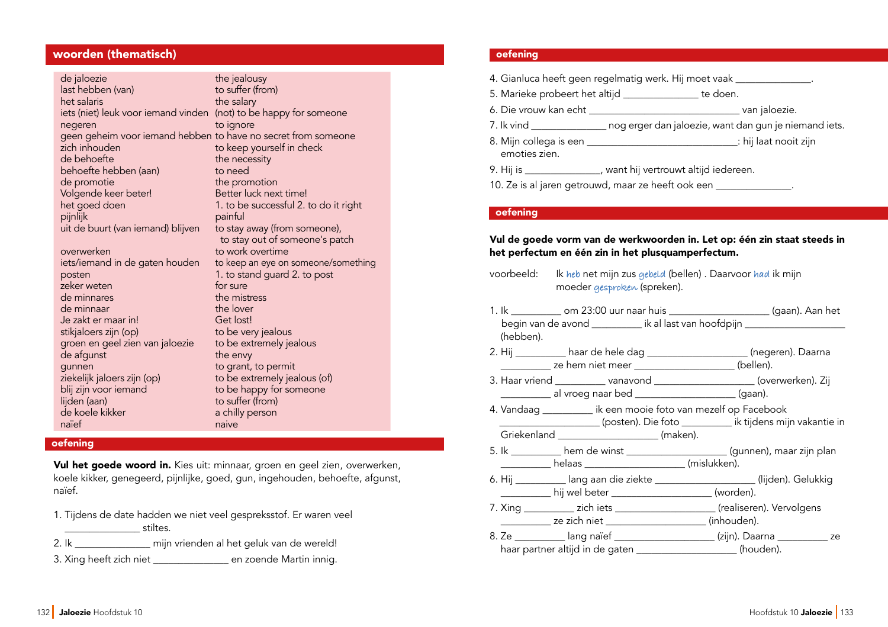## woorden (thematisch)

| | |
|---|---|
| de jaloezie | the jealousy |
| last hebben (van) | to suffer (from) |
| het salaris | the salary |
| iets (niet) leuk voor iemand vinden | (not) to be happy for someone |
| negeren | to ignore |
| geen geheim voor iemand hebben | to have no secret from someone |
| zich inhouden | to keep yourself in check |
| de behoefte | the necessity |
| behoefte hebben (aan) | to need |
| de promotie | the promotion |
| Volgende keer beter! | Better luck next time! |
| het goed doen | 1. to be successful 2. to do it right |
| pijnlijk | painful |
| uit de buurt (van iemand) blijven | to stay away (from someone), to stay out of someone's patch |
| overwerken | to work overtime |
| iets/iemand in de gaten houden | to keep an eye on someone/something |
| posten | 1. to stand guard 2. to post |
| zeker weten | for sure |
| de minnares | the mistress |
| de minnaar | the lover |
| Je zakt er maar in! | Get lost! |
| stikjaloers zijn (op) | to be very jealous |
| groen en geel zien van jaloezie | to be extremely jealous |
| de afgunst | the envy |
| gunnen | to grant, to permit |
| ziekelijk jaloers zijn (op) | to be extremely jealous (of) |
| blij zijn voor iemand | to be happy for someone |
| lijden (aan) | to suffer (from) |
| de koele kikker | a chilly person |
| naïef | naive |

## oefening

**Vul het goede woord in.** Kies uit: minnaar, groen en geel zien, overwerken, koele kikker, genegeerd, pijnlijke, goed, gun, ingehouden, behoefte, afgunst, naïef.

1. Tijdens de date hadden we niet veel gespreksstof. Er waren veel ______________ stiltes.
2. Ik ______________ mijn vrienden al het geluk van de wereld!
3. Xing heeft zich niet ______________ en zoende Martin innig.
4. Gianluca heeft geen regelmatig werk. Hij moet vaak ______________.
5. Marieke probeert het altijd ______________ te doen.
6. Die vrouw kan echt ______________________________ van jaloezie.
7. Ik vind ______________ nog erger dan jaloezie, want dan gun je niemand iets.
8. Mijn collega is een ______________________________: hij laat nooit zijn emoties zien.
9. Hij is ______________, want hij vertrouwt altijd iedereen.
10. Ze is al jaren getrouwd, maar ze heeft ook een ______________.

## oefening

**Vul de goede vorm van de werkwoorden in. Let op: één zin staat steeds in het perfectum en één zin in het plusquamperfectum.**

voorbeeld: Ik *heb* net mijn zus *gebeld* (bellen) . Daarvoor *had* ik mijn moeder *gesproken* (spreken).

1. Ik __________ om 23:00 uur naar huis ____________________ (gaan). Aan het begin van de avond __________ ik al last van hoofdpijn ____________________ (hebben).
2. Hij __________ haar de hele dag ____________________ (negeren). Daarna __________ ze hem niet meer ____________________ (bellen).
3. Haar vriend __________ vanavond ____________________ (overwerken). Zij __________ al vroeg naar bed ____________________ (gaan).
4. Vandaag __________ ik een mooie foto van mezelf op Facebook ____________________ (posten). Die foto __________ ik tijdens mijn vakantie in Griekenland ____________________ (maken).
5. Ik __________ hem de winst ____________________ (gunnen), maar zijn plan __________ helaas ____________________ (mislukken).
6. Hij __________ lang aan die ziekte ____________________ (lijden). Gelukkig __________ hij wel beter ____________________ (worden).
7. Xing __________ zich iets ____________________ (realiseren). Vervolgens __________ ze zich niet ____________________ (inhouden).
8. Ze __________ lang naïef ____________________ (zijn). Daarna __________ ze haar partner altijd in de gaten ____________________ (houden).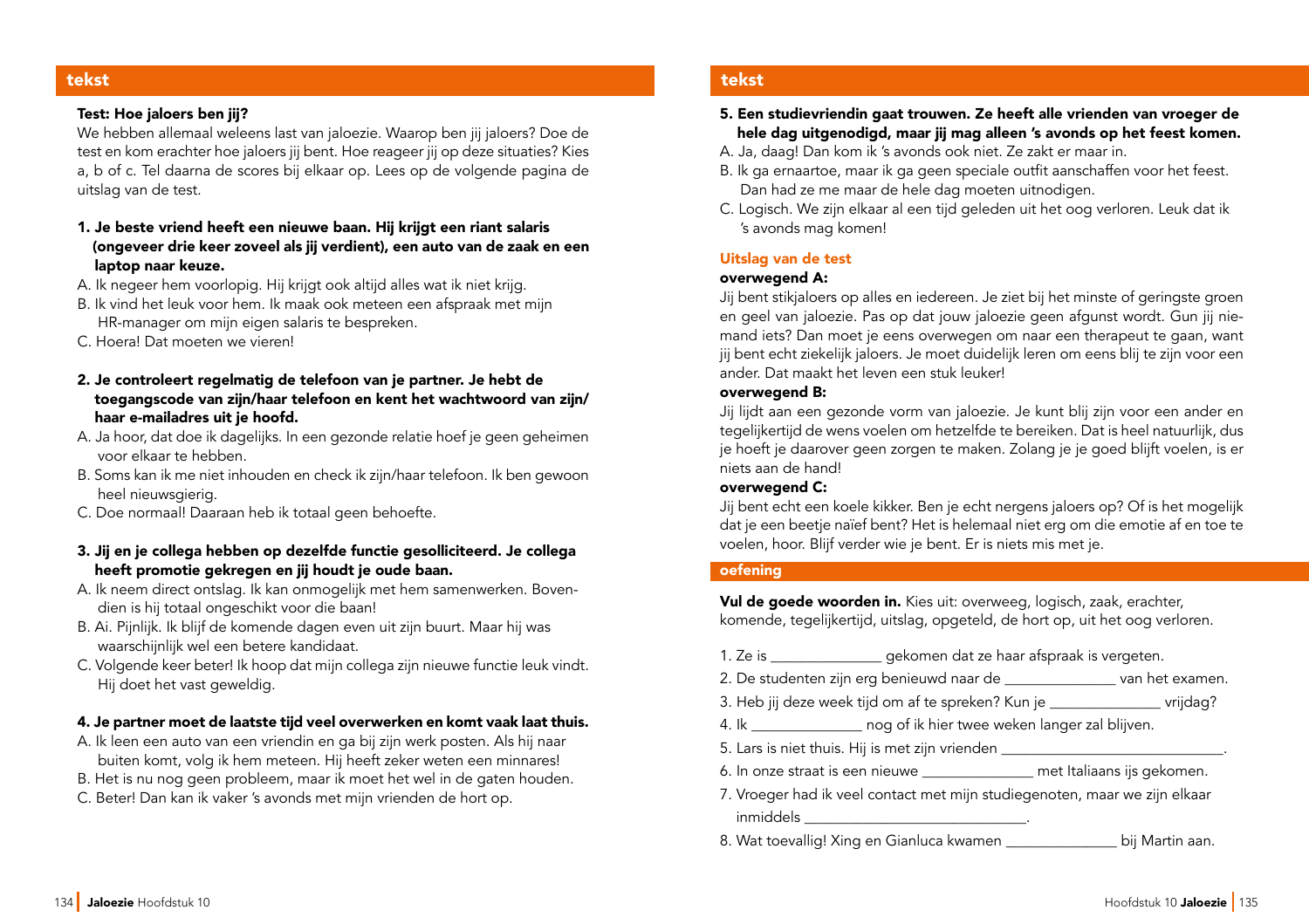## tekst

**Test: Hoe jaloers ben jij?**

We hebben allemaal weleens last van jaloezie. Waarop ben jij jaloers? Doe de test en kom erachter hoe jaloers jij bent. Hoe reageer jij op deze situaties? Kies a, b of c. Tel daarna de scores bij elkaar op. Lees op de volgende pagina de uitslag van de test.

**1. Je beste vriend heeft een nieuwe baan. Hij krijgt een riant salaris (ongeveer drie keer zoveel als jij verdient), een auto van de zaak en een laptop naar keuze.**

A. Ik negeer hem voorlopig. Hij krijgt ook altijd alles wat ik niet krijg.
B. Ik vind het leuk voor hem. Ik maak ook meteen een afspraak met mijn HR-manager om mijn eigen salaris te bespreken.
C. Hoera! Dat moeten we vieren!

**2. Je controleert regelmatig de telefoon van je partner. Je hebt de toegangscode van zijn/haar telefoon en kent het wachtwoord van zijn/haar e-mailadres uit je hoofd.**

A. Ja hoor, dat doe ik dagelijks. In een gezonde relatie hoef je geen geheimen voor elkaar te hebben.
B. Soms kan ik me niet inhouden en check ik zijn/haar telefoon. Ik ben gewoon heel nieuwsgierig.
C. Doe normaal! Daaraan heb ik totaal geen behoefte.

**3. Jij en je collega hebben op dezelfde functie gesolliciteerd. Je collega heeft promotie gekregen en jij houdt je oude baan.**

A. Ik neem direct ontslag. Ik kan onmogelijk met hem samenwerken. Bovendien is hij totaal ongeschikt voor die baan!
B. Ai. Pijnlijk. Ik blijf de komende dagen even uit zijn buurt. Maar hij was waarschijnlijk wel een betere kandidaat.
C. Volgende keer beter! Ik hoop dat mijn collega zijn nieuwe functie leuk vindt. Hij doet het vast geweldig.

**4. Je partner moet de laatste tijd veel overwerken en komt vaak laat thuis.**

A. Ik leen een auto van een vriendin en ga bij zijn werk posten. Als hij naar buiten komt, volg ik hem meteen. Hij heeft zeker weten een minnares!
B. Het is nu nog geen probleem, maar ik moet het wel in de gaten houden.
C. Beter! Dan kan ik vaker 's avonds met mijn vrienden de hort op.

**5. Een studievriendin gaat trouwen. Ze heeft alle vrienden van vroeger de hele dag uitgenodigd, maar jij mag alleen 's avonds op het feest komen.**

A. Ja, daag! Dan kom ik 's avonds ook niet. Ze zakt er maar in.
B. Ik ga ernaartoe, maar ik ga geen speciale outfit aanschaffen voor het feest. Dan had ze me maar de hele dag moeten uitnodigen.
C. Logisch. We zijn elkaar al een tijd geleden uit het oog verloren. Leuk dat ik 's avonds mag komen!

### Uitslag van de test

**overwegend A:**
Jij bent stikjaloers op alles en iedereen. Je ziet bij het minste of geringste groen en geel van jaloezie. Pas op dat jouw jaloezie geen afgunst wordt. Gun jij niemand iets? Dan moet je eens overwegen om naar een therapeut te gaan, want jij bent echt ziekelijk jaloers. Je moet duidelijk leren om eens blij te zijn voor een ander. Dat maakt het leven een stuk leuker!

**overwegend B:**
Jij lijdt aan een gezonde vorm van jaloezie. Je kunt blij zijn voor een ander en tegelijkertijd de wens voelen om hetzelfde te bereiken. Dat is heel natuurlijk, dus je hoeft je daarover geen zorgen te maken. Zolang je je goed blijft voelen, is er niets aan de hand!

**overwegend C:**
Jij bent echt een koele kikker. Ben je echt nergens jaloers op? Of is het mogelijk dat je een beetje naïef bent? Het is helemaal niet erg om die emotie af en toe te voelen, hoor. Blijf verder wie je bent. Er is niets mis met je.

## oefening

**Vul de goede woorden in.** Kies uit: overweeg, logisch, zaak, erachter, komende, tegelijkertijd, uitslag, opgeteld, de hort op, uit het oog verloren.

1. Ze is ______________ gekomen dat ze haar afspraak is vergeten.
2. De studenten zijn erg benieuwd naar de ______________ van het examen.
3. Heb jij deze week tijd om af te spreken? Kun je ______________ vrijdag?
4. Ik ______________ nog of ik hier twee weken langer zal blijven.
5. Lars is niet thuis. Hij is met zijn vrienden ____________________________.
6. In onze straat is een nieuwe ______________ met Italiaans ijs gekomen.
7. Vroeger had ik veel contact met mijn studiegenoten, maar we zijn elkaar inmiddels ____________________________.
8. Wat toevallig! Xing en Gianluca kwamen ______________ bij Martin aan.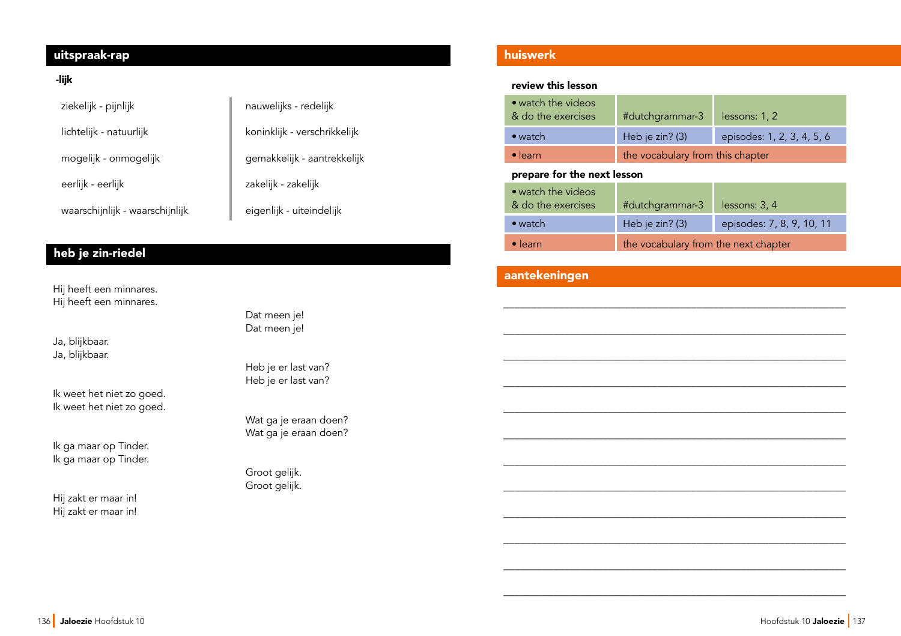## uitspraak-rap

**-lijk**

ziekelijk - pijnlijk

lichtelijk - natuurlijk

mogelijk - onmogelijk

eerlijk - eerlijk

waarschijnlijk - waarschijnlijk

nauwelijks - redelijk

koninklijk - verschrikkelijk

gemakkelijk - aantrekkelijk

zakelijk - zakelijk

eigenlijk - uiteindelijk

## heb je zin-riedel

Hij heeft een minnares.
Hij heeft een minnares.

Dat meen je!
Dat meen je!

Ja, blijkbaar.
Ja, blijkbaar.

Heb je er last van?
Heb je er last van?

Ik weet het niet zo goed.
Ik weet het niet zo goed.

Wat ga je eraan doen?
Wat ga je eraan doen?

Ik ga maar op Tinder.
Ik ga maar op Tinder.

Groot gelijk.
Groot gelijk.

Hij zakt er maar in!
Hij zakt er maar in!

## huiswerk

**review this lesson**

| | | |
|---|---|---|
| • watch the videos & do the exercises | #dutchgrammar-3 | lessons: 1, 2 |
| • watch | Heb je zin? (3) | episodes: 1, 2, 3, 4, 5, 6 |
| • learn | the vocabulary from this chapter | |

**prepare for the next lesson**

| | | |
|---|---|---|
| • watch the videos & do the exercises | #dutchgrammar-3 | lessons: 3, 4 |
| • watch | Heb je zin? (3) | episodes: 7, 8, 9, 10, 11 |
| • learn | the vocabulary from the next chapter | |

## aantekeningen

___________________________________________________________

___________________________________________________________

___________________________________________________________

___________________________________________________________

___________________________________________________________

___________________________________________________________

___________________________________________________________

___________________________________________________________

___________________________________________________________

___________________________________________________________

___________________________________________________________

___________________________________________________________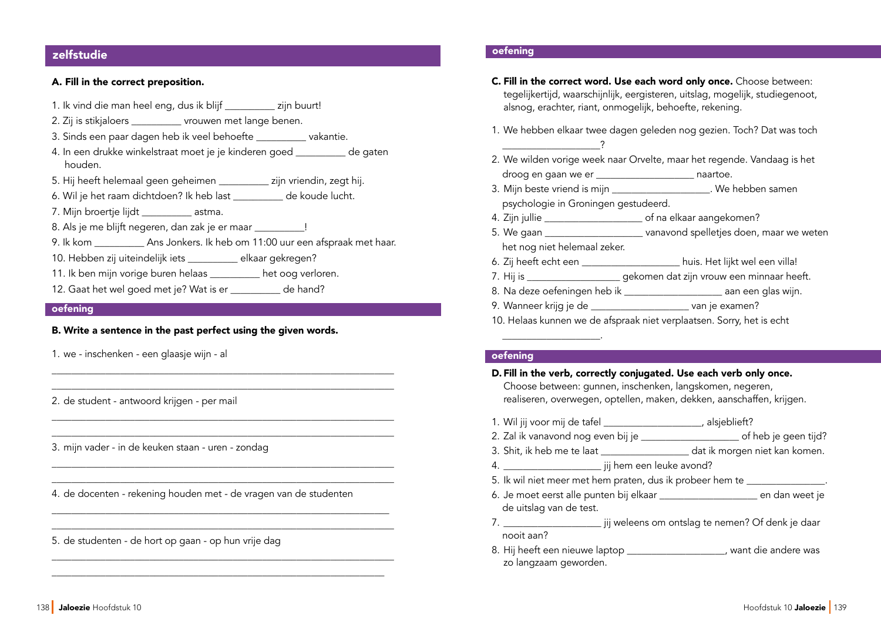## zelfstudie

**A. Fill in the correct preposition.**

1. Ik vind die man heel eng, dus ik blijf __________ zijn buurt!
2. Zij is stikjaloers __________ vrouwen met lange benen.
3. Sinds een paar dagen heb ik veel behoefte __________ vakantie.
4. In een drukke winkelstraat moet je je kinderen goed __________ de gaten houden.
5. Hij heeft helemaal geen geheimen __________ zijn vriendin, zegt hij.
6. Wil je het raam dichtdoen? Ik heb last __________ de koude lucht.
7. Mijn broertje lijdt __________ astma.
8. Als je me blijft negeren, dan zak je er maar __________!
9. Ik kom __________ Ans Jonkers. Ik heb om 11:00 uur een afspraak met haar.
10. Hebben zij uiteindelijk iets __________ elkaar gekregen?
11. Ik ben mijn vorige buren helaas __________ het oog verloren.
12. Gaat het wel goed met je? Wat is er __________ de hand?

## oefening

**B. Write a sentence in the past perfect using the given words.**

1. we - inschenken - een glaasje wijn - al

____________________________________________________________

____________________________________________________________

2. de student - antwoord krijgen - per mail

____________________________________________________________

____________________________________________________________

3. mijn vader - in de keuken staan - uren - zondag

____________________________________________________________

____________________________________________________________

4. de docenten - rekening houden met - de vragen van de studenten

____________________________________________________________

____________________________________________________________

5. de studenten - de hort op gaan - op hun vrije dag

____________________________________________________________

____________________________________________________________

## oefening

**C. Fill in the correct word. Use each word only once.** Choose between: tegelijkertijd, waarschijnlijk, eergisteren, uitslag, mogelijk, studiegenoot, alsnog, erachter, riant, onmogelijk, behoefte, rekening.

1. We hebben elkaar twee dagen geleden nog gezien. Toch? Dat was toch ____________________?
2. We wilden vorige week naar Orvelte, maar het regende. Vandaag is het droog en gaan we er ____________________ naartoe.
3. Mijn beste vriend is mijn ____________________. We hebben samen psychologie in Groningen gestudeerd.
4. Zijn jullie ____________________ of na elkaar aangekomen?
5. We gaan ____________________ vanavond spelletjes doen, maar we weten het nog niet helemaal zeker.
6. Zij heeft echt een ____________________ huis. Het lijkt wel een villa!
7. Hij is ____________________ gekomen dat zijn vrouw een minnaar heeft.
8. Na deze oefeningen heb ik ____________________ aan een glas wijn.
9. Wanneer krijg je de ____________________ van je examen?
10. Helaas kunnen we de afspraak niet verplaatsen. Sorry, het is echt ____________________.

## oefening

**D. Fill in the verb, correctly conjugated. Use each verb only once.** Choose between: gunnen, inschenken, langskomen, negeren, realiseren, overwegen, optellen, maken, dekken, aanschaffen, krijgen.

1. Wil jij voor mij de tafel ____________________, alsjeblieft?
2. Zal ik vanavond nog even bij je ____________________ of heb je geen tijd?
3. Shit, ik heb me te laat ____________________ dat ik morgen niet kan komen.
4. ____________________ jij hem een leuke avond?
5. Ik wil niet meer met hem praten, dus ik probeer hem te ________________.
6. Je moet eerst alle punten bij elkaar ____________________ en dan weet je de uitslag van de test.
7. ____________________ jij weleens om ontslag te nemen? Of denk je daar nooit aan?
8. Hij heeft een nieuwe laptop ____________________, want die andere was zo langzaam geworden.